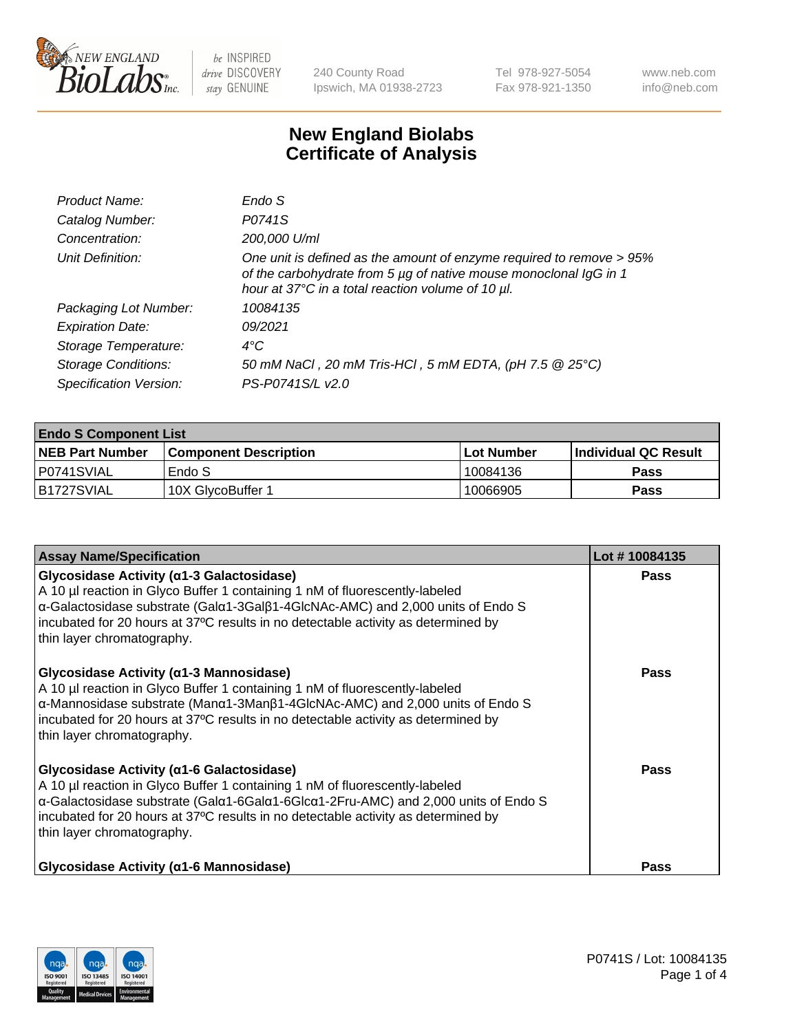NEW ENGLAND BioLabs Inc. | be INSPIRED drive DISCOVERY stay GENUINE | 240 County Road Ipswich, MA 01938-2723 | Tel 978-927-5054 Fax 978-921-1350 | www.neb.com info@neb.com

# New England Biolabs Certificate of Analysis

| | |
|---|---|
| *Product Name:* | *Endo S* |
| *Catalog Number:* | *P0741S* |
| *Concentration:* | *200,000 U/ml* |
| *Unit Definition:* | *One unit is defined as the amount of enzyme required to remove > 95% of the carbohydrate from 5 µg of native mouse monoclonal IgG in 1 hour at 37°C in a total reaction volume of 10 µl.* |
| *Packaging Lot Number:* | *10084135* |
| *Expiration Date:* | *09/2021* |
| *Storage Temperature:* | *4°C* |
| *Storage Conditions:* | *50 mM NaCl , 20 mM Tris-HCl , 5 mM EDTA, (pH 7.5 @ 25°C)* |
| *Specification Version:* | *PS-P0741S/L v2.0* |

| Endo S Component List | | | |
|---|---|---|---|
| **NEB Part Number** | **Component Description** | **Lot Number** | **Individual QC Result** |
| P0741SVIAL | Endo S | 10084136 | **Pass** |
| B1727SVIAL | 10X GlycoBuffer 1 | 10066905 | **Pass** |

| Assay Name/Specification | Lot # 10084135 |
|---|---|
| **Glycosidase Activity (α1-3 Galactosidase)** A 10 µl reaction in Glyco Buffer 1 containing 1 nM of fluorescently-labeled α-Galactosidase substrate (Galα1-3Galβ1-4GlcNAc-AMC) and 2,000 units of Endo S incubated for 20 hours at 37ºC results in no detectable activity as determined by thin layer chromatography. | **Pass** |
| **Glycosidase Activity (α1-3 Mannosidase)** A 10 µl reaction in Glyco Buffer 1 containing 1 nM of fluorescently-labeled α-Mannosidase substrate (Manα1-3Manβ1-4GlcNAc-AMC) and 2,000 units of Endo S incubated for 20 hours at 37ºC results in no detectable activity as determined by thin layer chromatography. | **Pass** |
| **Glycosidase Activity (α1-6 Galactosidase)** A 10 µl reaction in Glyco Buffer 1 containing 1 nM of fluorescently-labeled α-Galactosidase substrate (Galα1-6Galα1-6Glcα1-2Fru-AMC) and 2,000 units of Endo S incubated for 20 hours at 37ºC results in no detectable activity as determined by thin layer chromatography. | **Pass** |
| **Glycosidase Activity (α1-6 Mannosidase)** | **Pass** |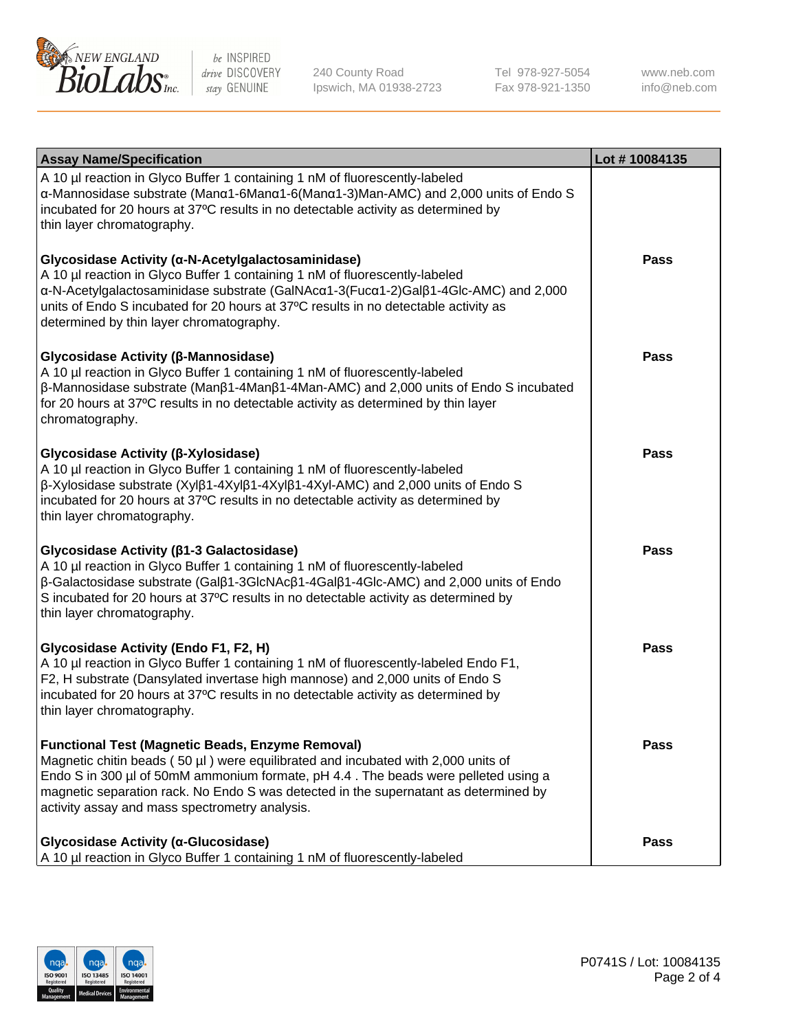| Assay Name/Specification | Lot # 10084135 |
| --- | --- |
| A 10 µl reaction in Glyco Buffer 1 containing 1 nM of fluorescently-labeled α-Mannosidase substrate (Manα1-6Manα1-6(Manα1-3)Man-AMC) and 2,000 units of Endo S incubated for 20 hours at 37ºC results in no detectable activity as determined by thin layer chromatography. | |
| **Glycosidase Activity (α-N-Acetylgalactosaminidase)**<br>A 10 µl reaction in Glyco Buffer 1 containing 1 nM of fluorescently-labeled α-N-Acetylgalactosaminidase substrate (GalNAcα1-3(Fucα1-2)Galβ1-4Glc-AMC) and 2,000 units of Endo S incubated for 20 hours at 37ºC results in no detectable activity as determined by thin layer chromatography. | **Pass** |
| **Glycosidase Activity (β-Mannosidase)**<br>A 10 µl reaction in Glyco Buffer 1 containing 1 nM of fluorescently-labeled β-Mannosidase substrate (Manβ1-4Manβ1-4Man-AMC) and 2,000 units of Endo S incubated for 20 hours at 37ºC results in no detectable activity as determined by thin layer chromatography. | **Pass** |
| **Glycosidase Activity (β-Xylosidase)**<br>A 10 µl reaction in Glyco Buffer 1 containing 1 nM of fluorescently-labeled β-Xylosidase substrate (Xylβ1-4Xylβ1-4Xylβ1-4Xyl-AMC) and 2,000 units of Endo S incubated for 20 hours at 37ºC results in no detectable activity as determined by thin layer chromatography. | **Pass** |
| **Glycosidase Activity (β1-3 Galactosidase)**<br>A 10 µl reaction in Glyco Buffer 1 containing 1 nM of fluorescently-labeled β-Galactosidase substrate (Galβ1-3GlcNAcβ1-4Galβ1-4Glc-AMC) and 2,000 units of Endo S incubated for 20 hours at 37ºC results in no detectable activity as determined by thin layer chromatography. | **Pass** |
| **Glycosidase Activity (Endo F1, F2, H)**<br>A 10 µl reaction in Glyco Buffer 1 containing 1 nM of fluorescently-labeled Endo F1, F2, H substrate (Dansylated invertase high mannose) and 2,000 units of Endo S incubated for 20 hours at 37ºC results in no detectable activity as determined by thin layer chromatography. | **Pass** |
| **Functional Test (Magnetic Beads, Enzyme Removal)**<br>Magnetic chitin beads ( 50 µl ) were equilibrated and incubated with 2,000 units of Endo S in 300 µl of 50mM ammonium formate, pH 4.4 . The beads were pelleted using a magnetic separation rack. No Endo S was detected in the supernatant as determined by activity assay and mass spectrometry analysis. | **Pass** |
| **Glycosidase Activity (α-Glucosidase)**<br>A 10 µl reaction in Glyco Buffer 1 containing 1 nM of fluorescently-labeled | **Pass** |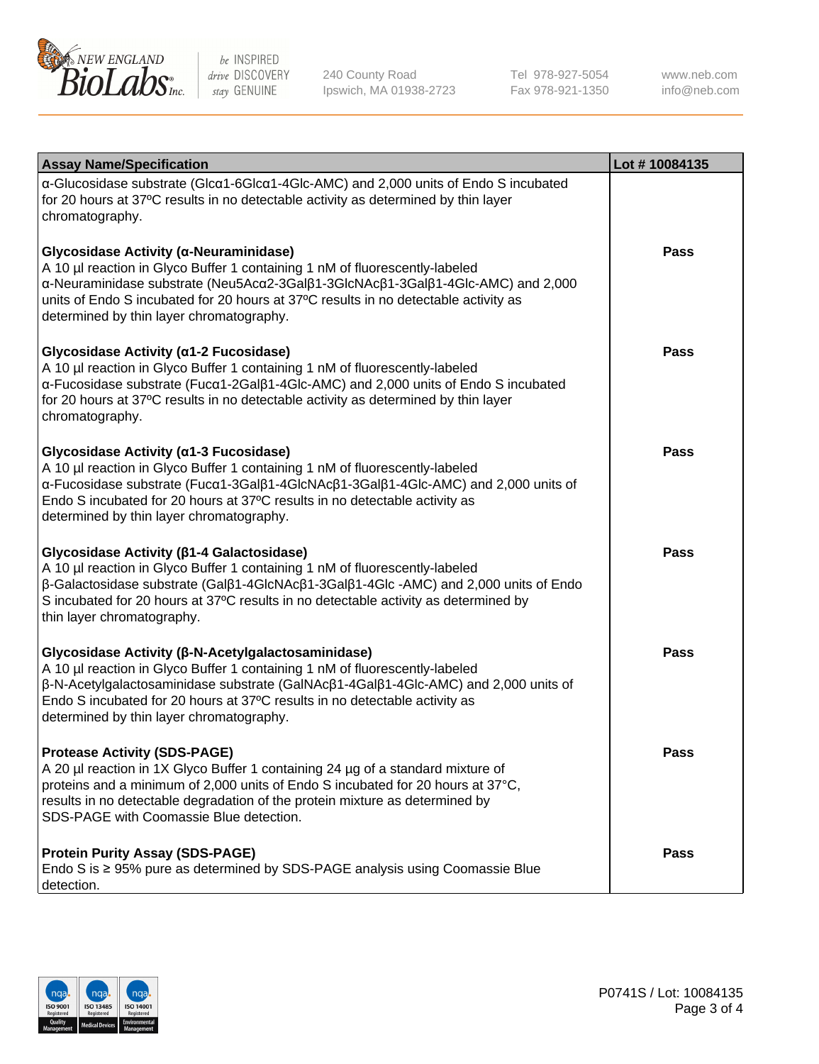| Assay Name/Specification | Lot # 10084135 |
|---|---|
| α-Glucosidase substrate (Glcα1-6Glcα1-4Glc-AMC) and 2,000 units of Endo S incubated for 20 hours at 37ºC results in no detectable activity as determined by thin layer chromatography. | |
| **Glycosidase Activity (α-Neuraminidase)**<br>A 10 µl reaction in Glyco Buffer 1 containing 1 nM of fluorescently-labeled α-Neuraminidase substrate (Neu5Acα2-3Galβ1-3GlcNAcβ1-3Galβ1-4Glc-AMC) and 2,000 units of Endo S incubated for 20 hours at 37ºC results in no detectable activity as determined by thin layer chromatography. | **Pass** |
| **Glycosidase Activity (α1-2 Fucosidase)**<br>A 10 µl reaction in Glyco Buffer 1 containing 1 nM of fluorescently-labeled α-Fucosidase substrate (Fucα1-2Galβ1-4Glc-AMC) and 2,000 units of Endo S incubated for 20 hours at 37ºC results in no detectable activity as determined by thin layer chromatography. | **Pass** |
| **Glycosidase Activity (α1-3 Fucosidase)**<br>A 10 µl reaction in Glyco Buffer 1 containing 1 nM of fluorescently-labeled α-Fucosidase substrate (Fucα1-3Galβ1-4GlcNAcβ1-3Galβ1-4Glc-AMC) and 2,000 units of Endo S incubated for 20 hours at 37ºC results in no detectable activity as determined by thin layer chromatography. | **Pass** |
| **Glycosidase Activity (β1-4 Galactosidase)**<br>A 10 µl reaction in Glyco Buffer 1 containing 1 nM of fluorescently-labeled β-Galactosidase substrate (Galβ1-4GlcNAcβ1-3Galβ1-4Glc -AMC) and 2,000 units of Endo S incubated for 20 hours at 37ºC results in no detectable activity as determined by thin layer chromatography. | **Pass** |
| **Glycosidase Activity (β-N-Acetylgalactosaminidase)**<br>A 10 µl reaction in Glyco Buffer 1 containing 1 nM of fluorescently-labeled β-N-Acetylgalactosaminidase substrate (GalNAcβ1-4Galβ1-4Glc-AMC) and 2,000 units of Endo S incubated for 20 hours at 37ºC results in no detectable activity as determined by thin layer chromatography. | **Pass** |
| **Protease Activity (SDS-PAGE)**<br>A 20 µl reaction in 1X Glyco Buffer 1 containing 24 µg of a standard mixture of proteins and a minimum of 2,000 units of Endo S incubated for 20 hours at 37°C, results in no detectable degradation of the protein mixture as determined by SDS-PAGE with Coomassie Blue detection. | **Pass** |
| **Protein Purity Assay (SDS-PAGE)**<br>Endo S is ≥ 95% pure as determined by SDS-PAGE analysis using Coomassie Blue detection. | **Pass** |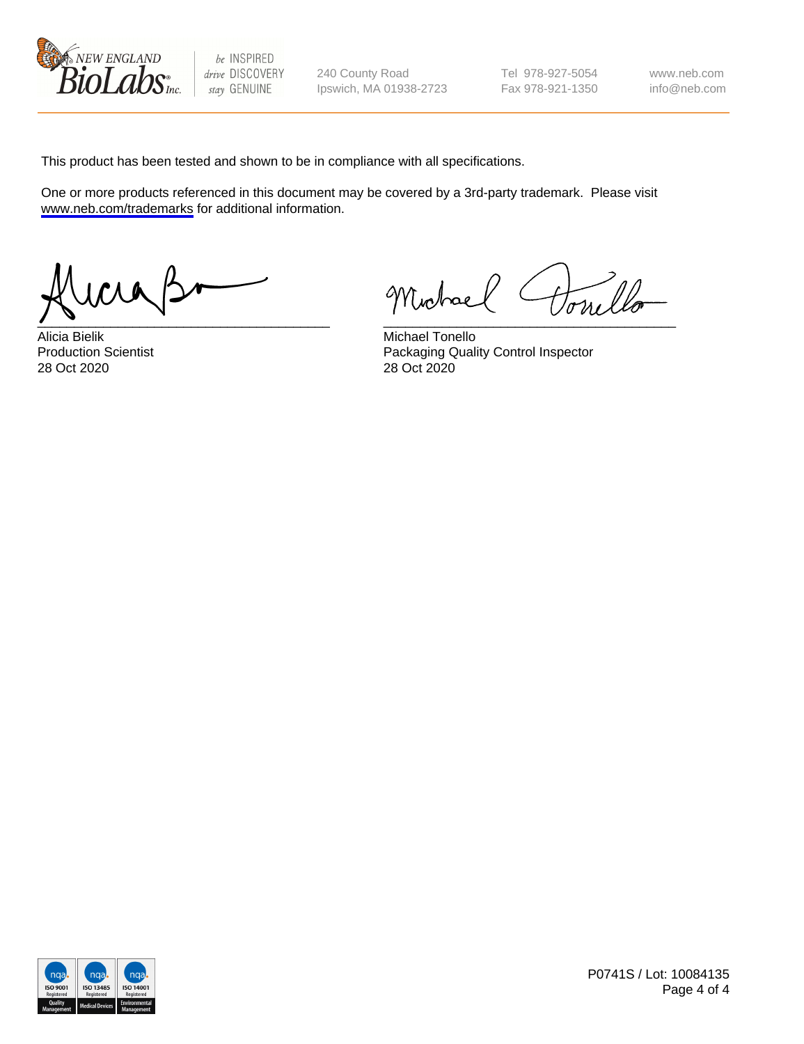This product has been tested and shown to be in compliance with all specifications.

One or more products referenced in this document may be covered by a 3rd-party trademark. Please visit www.neb.com/trademarks for additional information.

Alicia Bielik
Production Scientist
28 Oct 2020

Michael Tonello
Packaging Quality Control Inspector
28 Oct 2020

P0741S / Lot: 10084135